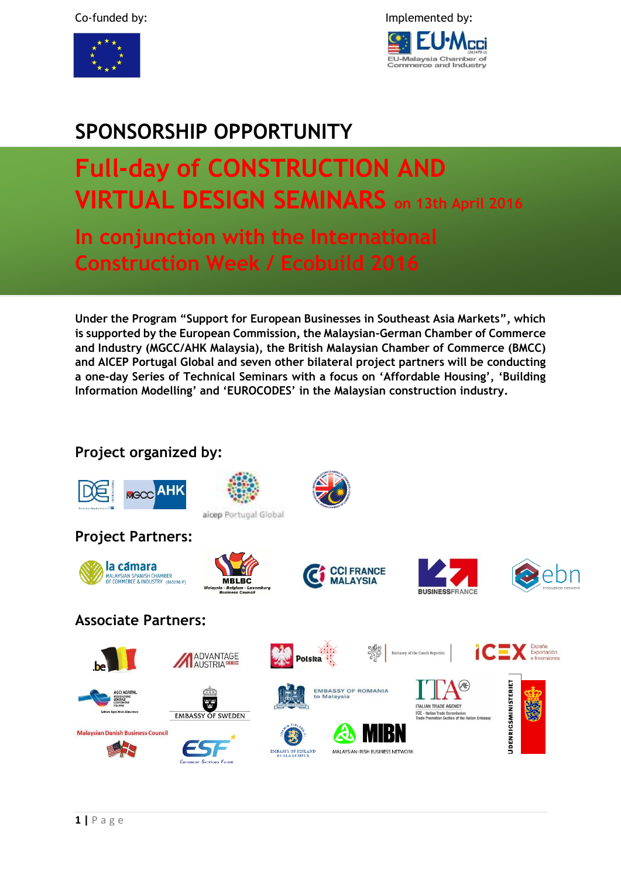Co-funded by:

Implemented by:

# SPONSORSHIP OPPORTUNITY

## Full-day of CONSTRUCTION AND VIRTUAL DESIGN SEMINARS on 13th April 2016

## In conjunction with the International Construction Week / Ecobuild 2016

**Under the Program "Support for European Businesses in Southeast Asia Markets", which is supported by the European Commission, the Malaysian-German Chamber of Commerce and Industry (MGCC/AHK Malaysia), the British Malaysian Chamber of Commerce (BMCC) and AICEP Portugal Global and seven other bilateral project partners will be conducting a one-day Series of Technical Seminars with a focus on 'Affordable Housing', 'Building Information Modelling' and 'EUROCODES' in the Malaysian construction industry.**

### Project organized by:

### Project Partners:

### Associate Partners: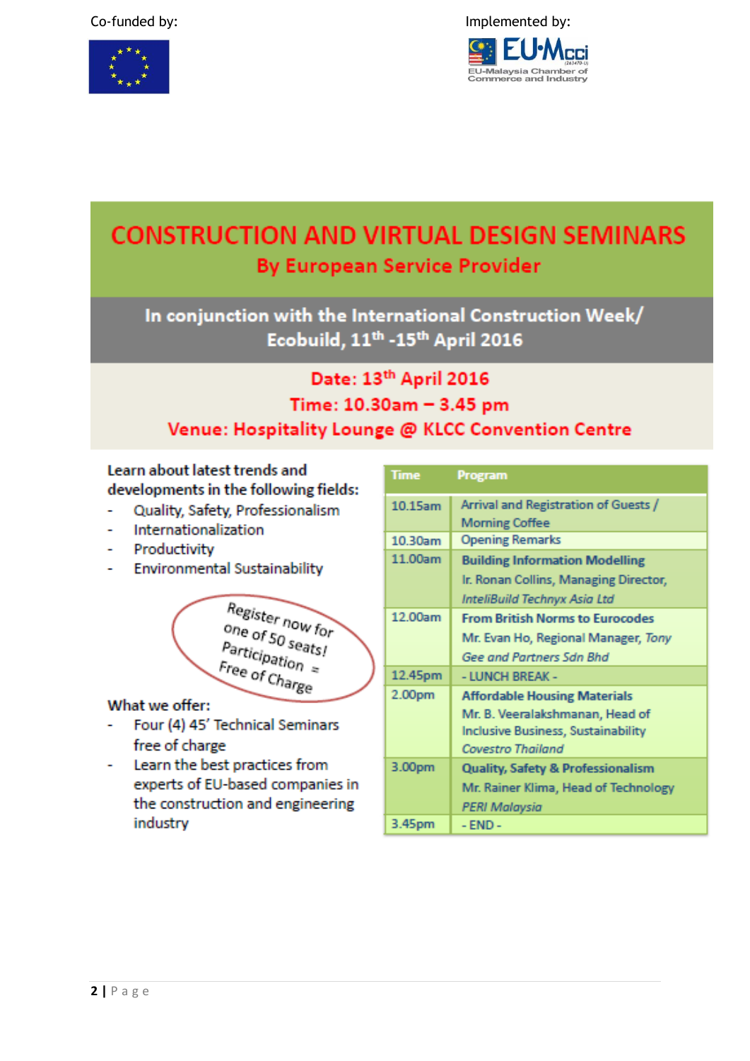Co-funded by:

Implemented by:

# CONSTRUCTION AND VIRTUAL DESIGN SEMINARS

## By European Service Provider

**In conjunction with the International Construction Week/ Ecobuild, 11th -15th April 2016**

**Date: 13th April 2016**

**Time: 10.30am – 3.45 pm**

**Venue: Hospitality Lounge @ KLCC Convention Centre**

**Learn about latest trends and developments in the following fields:**

- Quality, Safety, Professionalism
- Internationalization
- Productivity
- Environmental Sustainability

Register now for one of 50 seats! Participation = Free of Charge

**What we offer:**

- Four (4) 45' Technical Seminars free of charge
- Learn the best practices from experts of EU-based companies in the construction and engineering industry

| Time | Program |
|---|---|
| 10.15am | Arrival and Registration of Guests / Morning Coffee |
| 10.30am | Opening Remarks |
| 11.00am | **Building Information Modelling**<br>Ir. Ronan Collins, Managing Director, *InteliBuild Technyx Asia Ltd* |
| 12.00am | **From British Norms to Eurocodes**<br>Mr. Evan Ho, Regional Manager, *Tony Gee and Partners Sdn Bhd* |
| 12.45pm | - LUNCH BREAK - |
| 2.00pm | **Affordable Housing Materials**<br>Mr. B. Veeralakshmanan, Head of Inclusive Business, Sustainability *Covestro Thailand* |
| 3.00pm | **Quality, Safety & Professionalism**<br>Mr. Rainer Klima, Head of Technology *PERI Malaysia* |
| 3.45pm | - END - |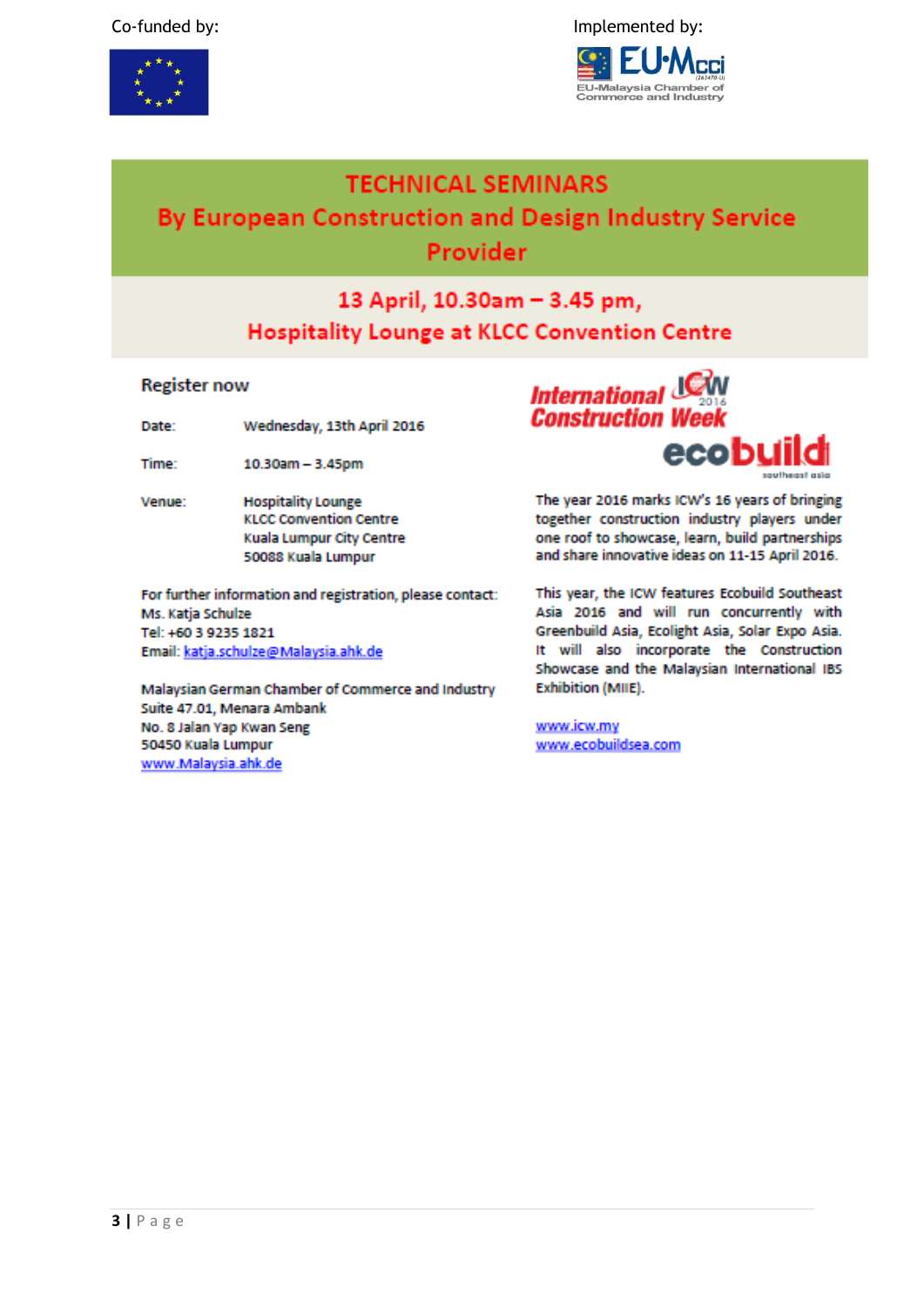Co-funded by:

Implemented by:

# TECHNICAL SEMINARS

## By European Construction and Design Industry Service Provider

### 13 April, 10.30am – 3.45 pm,
### Hospitality Lounge at KLCC Convention Centre

**Register now**

Date: Wednesday, 13th April 2016

Time: 10.30am – 3.45pm

Venue: Hospitality Lounge
KLCC Convention Centre
Kuala Lumpur City Centre
50088 Kuala Lumpur

For further information and registration, please contact:
Ms. Katja Schulze
Tel: +60 3 9235 1821
Email: katja.schulze@Malaysia.ahk.de

Malaysian German Chamber of Commerce and Industry
Suite 47.01, Menara Ambank
No. 8 Jalan Yap Kwan Seng
50450 Kuala Lumpur
www.Malaysia.ahk.de

The year 2016 marks ICW's 16 years of bringing together construction industry players under one roof to showcase, learn, build partnerships and share innovative ideas on 11-15 April 2016.

This year, the ICW features Ecobuild Southeast Asia 2016 and will run concurrently with Greenbuild Asia, Ecolight Asia, Solar Expo Asia. It will also incorporate the Construction Showcase and the Malaysian International IBS Exhibition (MIIE).

www.icw.my
www.ecobuildsea.com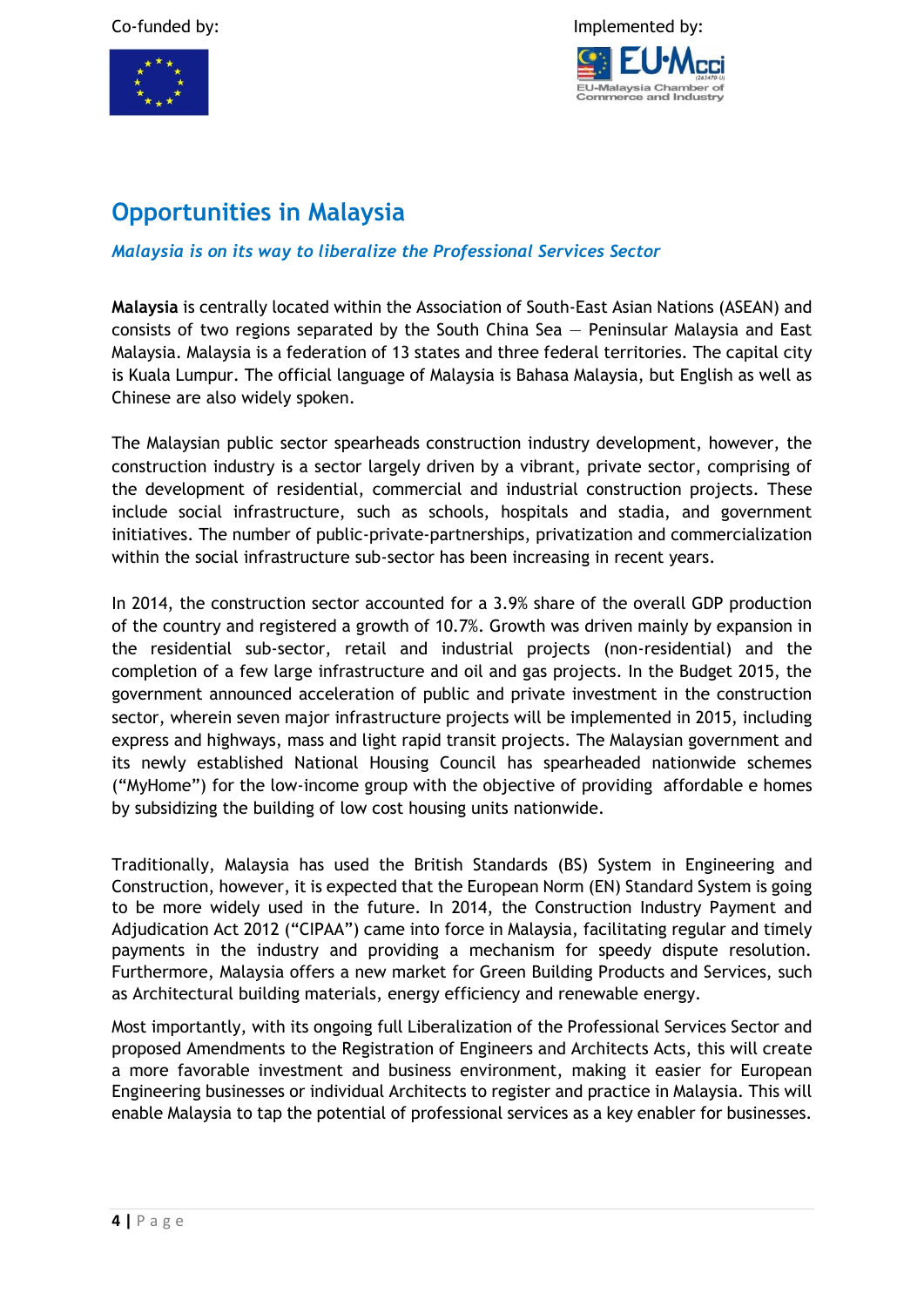Co-funded by:

Implemented by:

# Opportunities in Malaysia

*Malaysia is on its way to liberalize the Professional Services Sector*

**Malaysia** is centrally located within the Association of South-East Asian Nations (ASEAN) and consists of two regions separated by the South China Sea — Peninsular Malaysia and East Malaysia. Malaysia is a federation of 13 states and three federal territories. The capital city is Kuala Lumpur. The official language of Malaysia is Bahasa Malaysia, but English as well as Chinese are also widely spoken.

The Malaysian public sector spearheads construction industry development, however, the construction industry is a sector largely driven by a vibrant, private sector, comprising of the development of residential, commercial and industrial construction projects. These include social infrastructure, such as schools, hospitals and stadia, and government initiatives. The number of public-private-partnerships, privatization and commercialization within the social infrastructure sub-sector has been increasing in recent years.

In 2014, the construction sector accounted for a 3.9% share of the overall GDP production of the country and registered a growth of 10.7%. Growth was driven mainly by expansion in the residential sub-sector, retail and industrial projects (non-residential) and the completion of a few large infrastructure and oil and gas projects. In the Budget 2015, the government announced acceleration of public and private investment in the construction sector, wherein seven major infrastructure projects will be implemented in 2015, including express and highways, mass and light rapid transit projects. The Malaysian government and its newly established National Housing Council has spearheaded nationwide schemes ("MyHome") for the low-income group with the objective of providing affordable e homes by subsidizing the building of low cost housing units nationwide.

Traditionally, Malaysia has used the British Standards (BS) System in Engineering and Construction, however, it is expected that the European Norm (EN) Standard System is going to be more widely used in the future. In 2014, the Construction Industry Payment and Adjudication Act 2012 ("CIPAA") came into force in Malaysia, facilitating regular and timely payments in the industry and providing a mechanism for speedy dispute resolution. Furthermore, Malaysia offers a new market for Green Building Products and Services, such as Architectural building materials, energy efficiency and renewable energy.

Most importantly, with its ongoing full Liberalization of the Professional Services Sector and proposed Amendments to the Registration of Engineers and Architects Acts, this will create a more favorable investment and business environment, making it easier for European Engineering businesses or individual Architects to register and practice in Malaysia. This will enable Malaysia to tap the potential of professional services as a key enabler for businesses.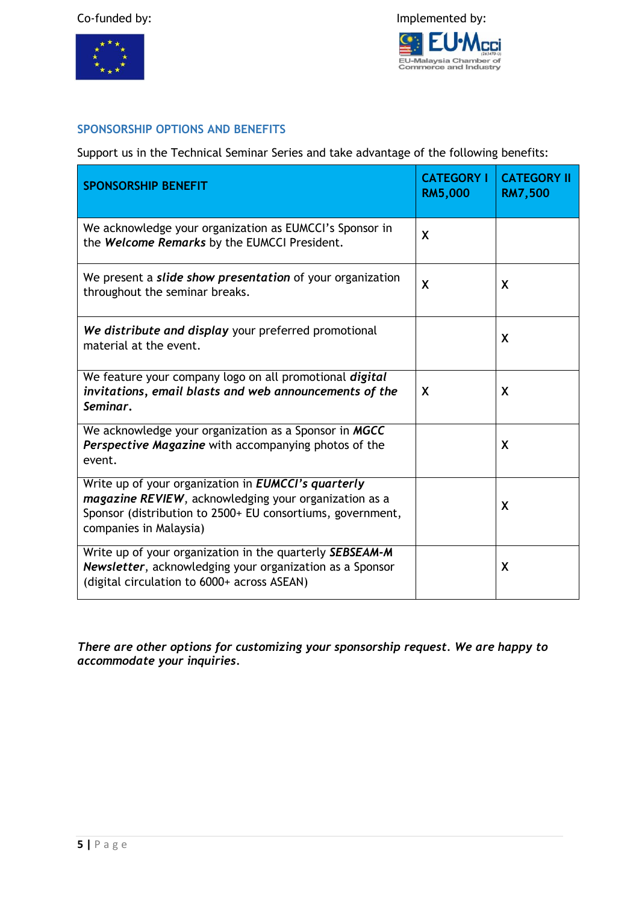Co-funded by:

Implemented by:

## SPONSORSHIP OPTIONS AND BENEFITS

Support us in the Technical Seminar Series and take advantage of the following benefits:

| SPONSORSHIP BENEFIT | CATEGORY I RM5,000 | CATEGORY II RM7,500 |
|---|---|---|
| We acknowledge your organization as EUMCCI's Sponsor in the ***Welcome Remarks*** by the EUMCCI President. | X | |
| We present a ***slide show presentation*** of your organization throughout the seminar breaks. | X | X |
| ***We distribute and display*** your preferred promotional material at the event. | | X |
| We feature your company logo on all promotional ***digital invitations, email blasts and web announcements of the Seminar.*** | X | X |
| We acknowledge your organization as a Sponsor in ***MGCC Perspective Magazine*** with accompanying photos of the event. | | X |
| Write up of your organization in ***EUMCCI's quarterly magazine REVIEW***, acknowledging your organization as a Sponsor (distribution to 2500+ EU consortiums, government, companies in Malaysia) | | X |
| Write up of your organization in the quarterly ***SEBSEAM-M Newsletter***, acknowledging your organization as a Sponsor (digital circulation to 6000+ across ASEAN) | | X |

***There are other options for customizing your sponsorship request. We are happy to accommodate your inquiries.***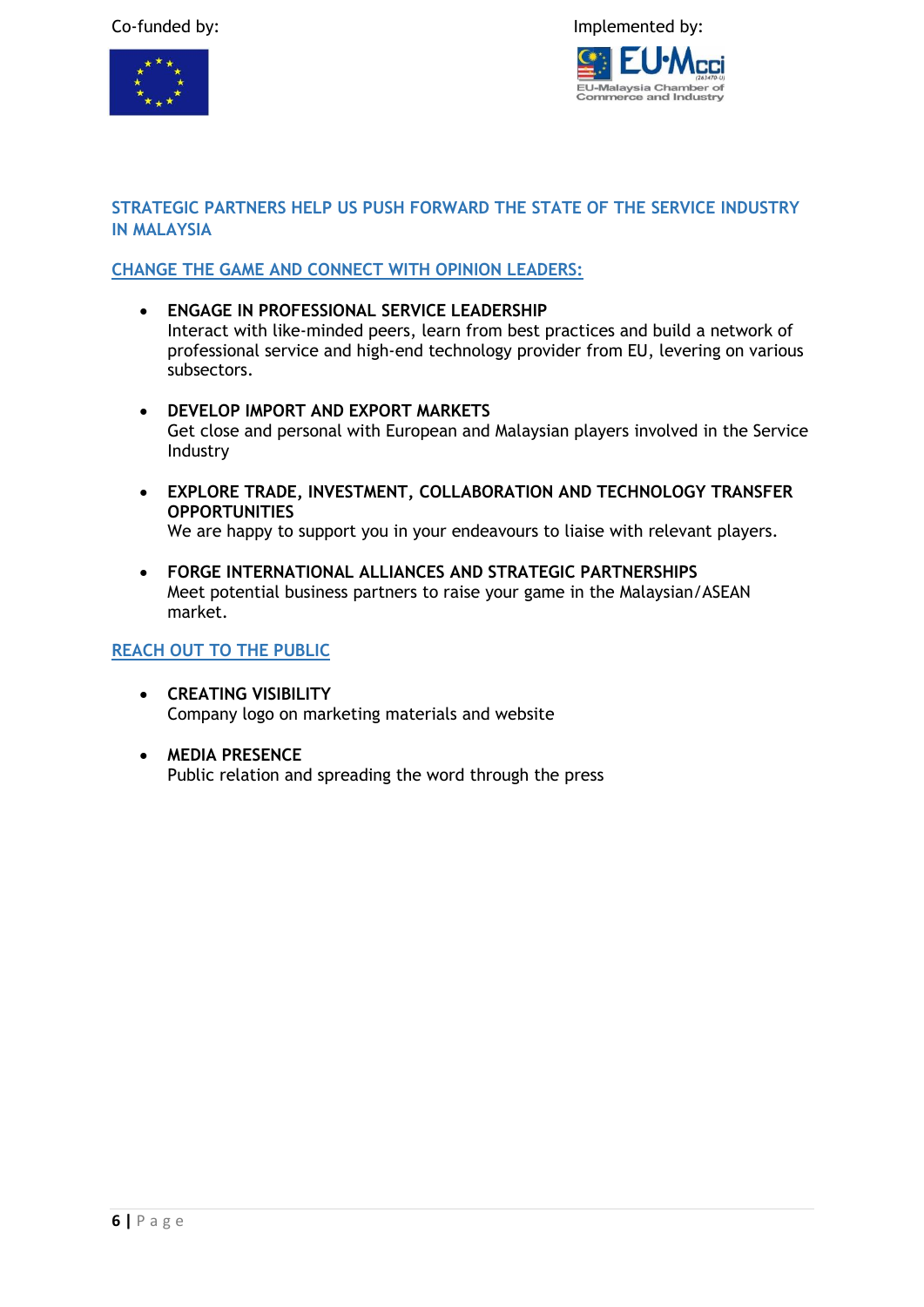Co-funded by:

Implemented by:

## STRATEGIC PARTNERS HELP US PUSH FORWARD THE STATE OF THE SERVICE INDUSTRY IN MALAYSIA

### CHANGE THE GAME AND CONNECT WITH OPINION LEADERS:

- **ENGAGE IN PROFESSIONAL SERVICE LEADERSHIP**
  Interact with like-minded peers, learn from best practices and build a network of professional service and high-end technology provider from EU, levering on various subsectors.

- **DEVELOP IMPORT AND EXPORT MARKETS**
  Get close and personal with European and Malaysian players involved in the Service Industry

- **EXPLORE TRADE, INVESTMENT, COLLABORATION AND TECHNOLOGY TRANSFER OPPORTUNITIES**
  We are happy to support you in your endeavours to liaise with relevant players.

- **FORGE INTERNATIONAL ALLIANCES AND STRATEGIC PARTNERSHIPS**
  Meet potential business partners to raise your game in the Malaysian/ASEAN market.

### REACH OUT TO THE PUBLIC

- **CREATING VISIBILITY**
  Company logo on marketing materials and website

- **MEDIA PRESENCE**
  Public relation and spreading the word through the press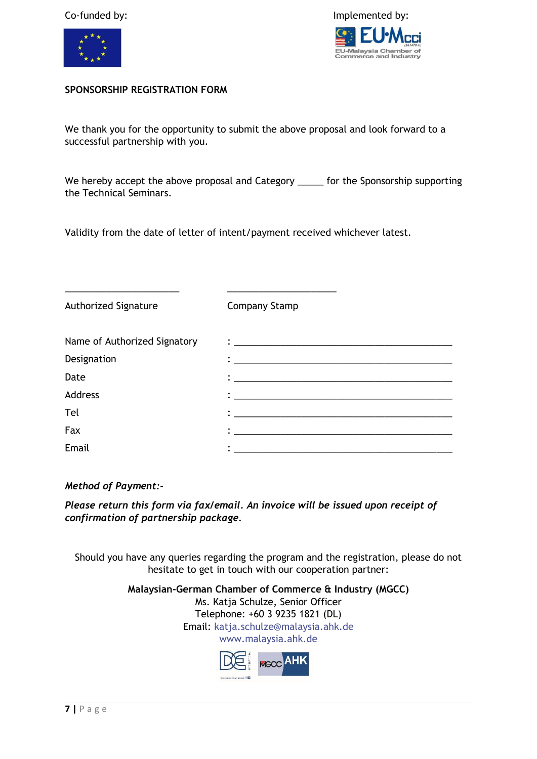Co-funded by:

Implemented by:

**SPONSORSHIP REGISTRATION FORM**

We thank you for the opportunity to submit the above proposal and look forward to a successful partnership with you.

We hereby accept the above proposal and Category _____ for the Sponsorship supporting the Technical Seminars.

Validity from the date of letter of intent/payment received whichever latest.

______________________ ______________________

Authorized Signature Company Stamp

Name of Authorized Signatory : ___________________________________________

Designation : ___________________________________________

Date : ___________________________________________

Address : ___________________________________________

Tel : ___________________________________________

Fax : ___________________________________________

Email : ___________________________________________

***Method of Payment:-***

***Please return this form via fax/email. An invoice will be issued upon receipt of confirmation of partnership package.***

Should you have any queries regarding the program and the registration, please do not hesitate to get in touch with our cooperation partner:

**Malaysian-German Chamber of Commerce & Industry (MGCC)**
Ms. Katja Schulze, Senior Officer
Telephone: +60 3 9235 1821 (DL)
Email: katja.schulze@malaysia.ahk.de
www.malaysia.ahk.de